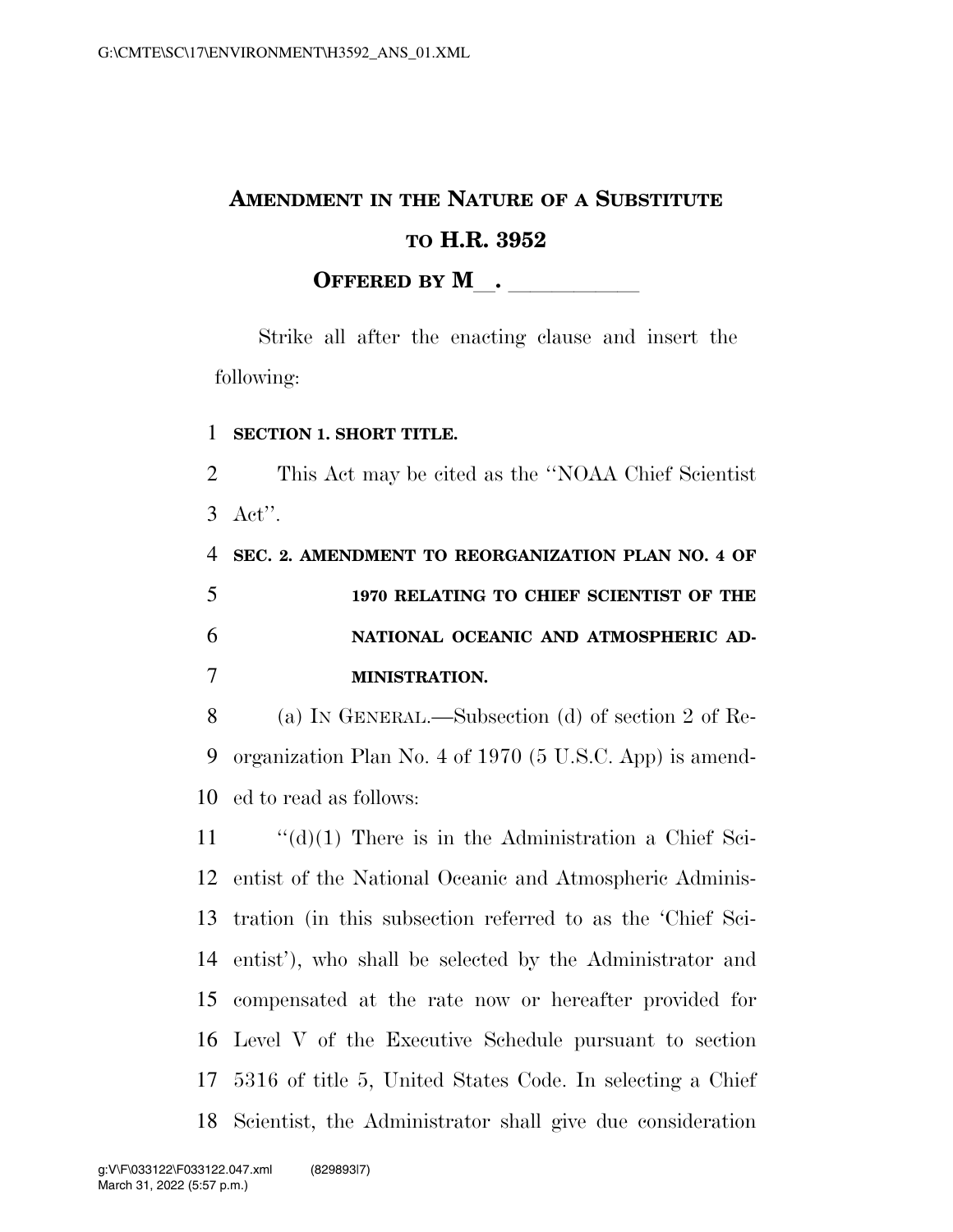# AMENDMENT IN THE NATURE OF A SUBSTITUTE TO H.R. 3952

## OFFERED BY M\_\_. \_\_\_\_\_\_\_\_\_\_\_

Strike all after the enacting clause and insert the following:

**SECTION 1. SHORT TITLE.**

This Act may be cited as the ''NOAA Chief Scientist Act''.

**SEC. 2. AMENDMENT TO REORGANIZATION PLAN NO. 4 OF 1970 RELATING TO CHIEF SCIENTIST OF THE NATIONAL OCEANIC AND ATMOSPHERIC ADMINISTRATION.**

(a) IN GENERAL.—Subsection (d) of section 2 of Reorganization Plan No. 4 of 1970 (5 U.S.C. App) is amended to read as follows:

''(d)(1) There is in the Administration a Chief Scientist of the National Oceanic and Atmospheric Administration (in this subsection referred to as the 'Chief Scientist'), who shall be selected by the Administrator and compensated at the rate now or hereafter provided for Level V of the Executive Schedule pursuant to section 5316 of title 5, United States Code. In selecting a Chief Scientist, the Administrator shall give due consideration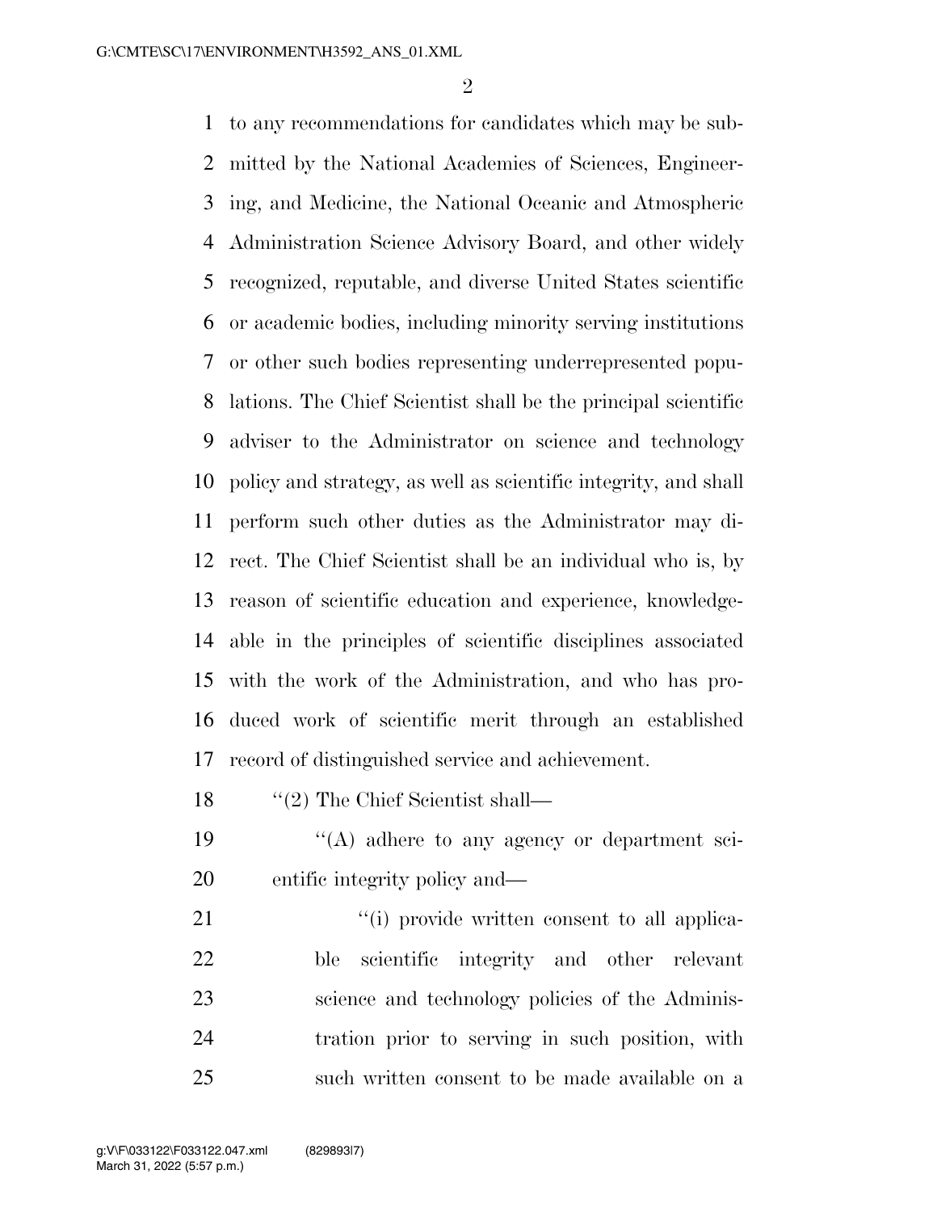to any recommendations for candidates which may be submitted by the National Academies of Sciences, Engineering, and Medicine, the National Oceanic and Atmospheric Administration Science Advisory Board, and other widely recognized, reputable, and diverse United States scientific or academic bodies, including minority serving institutions or other such bodies representing underrepresented populations. The Chief Scientist shall be the principal scientific adviser to the Administrator on science and technology policy and strategy, as well as scientific integrity, and shall perform such other duties as the Administrator may direct. The Chief Scientist shall be an individual who is, by reason of scientific education and experience, knowledgeable in the principles of scientific disciplines associated with the work of the Administration, and who has produced work of scientific merit through an established record of distinguished service and achievement.

''(2) The Chief Scientist shall—

''(A) adhere to any agency or department scientific integrity policy and—

''(i) provide written consent to all applicable scientific integrity and other relevant science and technology policies of the Administration prior to serving in such position, with such written consent to be made available on a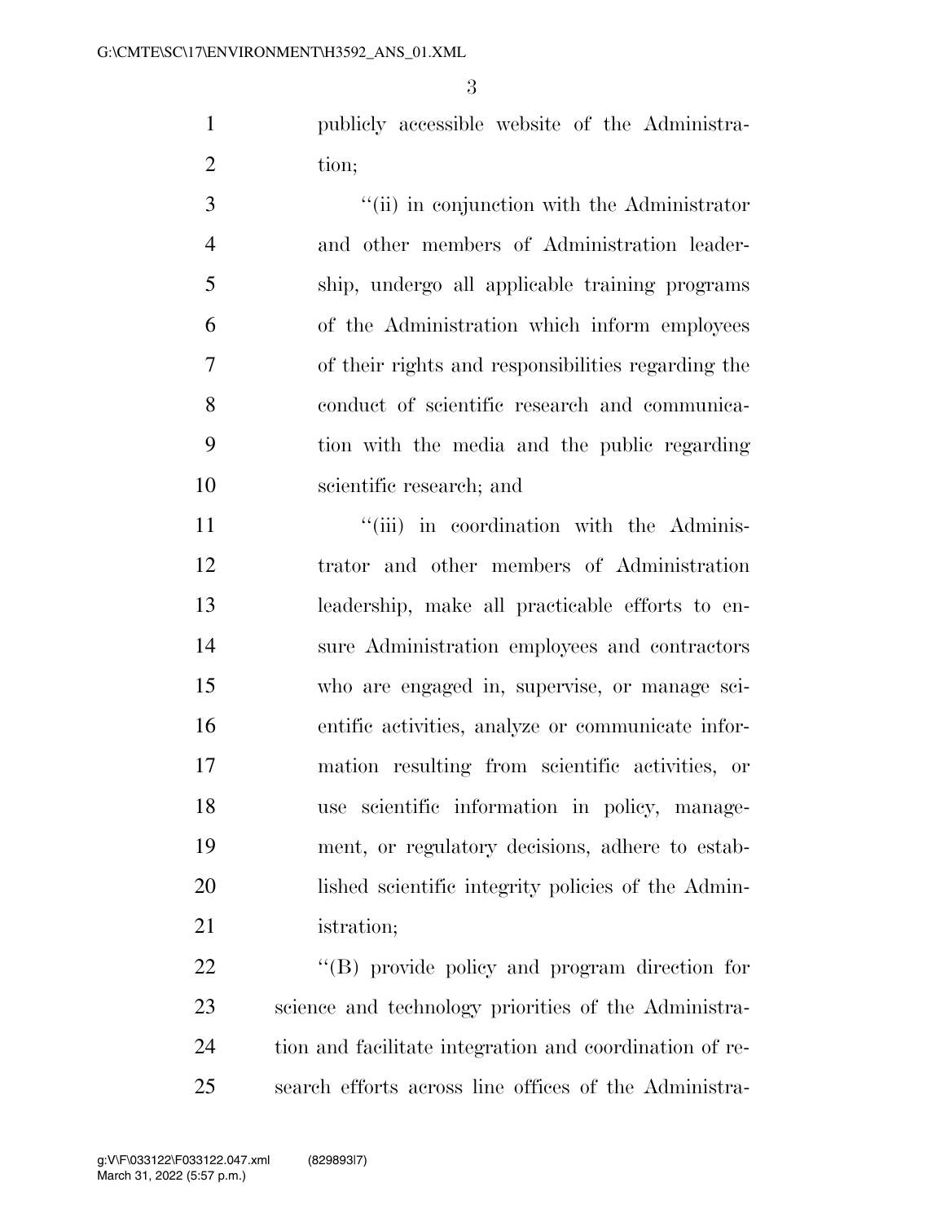publicly accessible website of the Administration;

''(ii) in conjunction with the Administrator and other members of Administration leadership, undergo all applicable training programs of the Administration which inform employees of their rights and responsibilities regarding the conduct of scientific research and communication with the media and the public regarding scientific research; and

''(iii) in coordination with the Administrator and other members of Administration leadership, make all practicable efforts to ensure Administration employees and contractors who are engaged in, supervise, or manage scientific activities, analyze or communicate information resulting from scientific activities, or use scientific information in policy, management, or regulatory decisions, adhere to established scientific integrity policies of the Administration;

''(B) provide policy and program direction for science and technology priorities of the Administration and facilitate integration and coordination of research efforts across line offices of the Administra-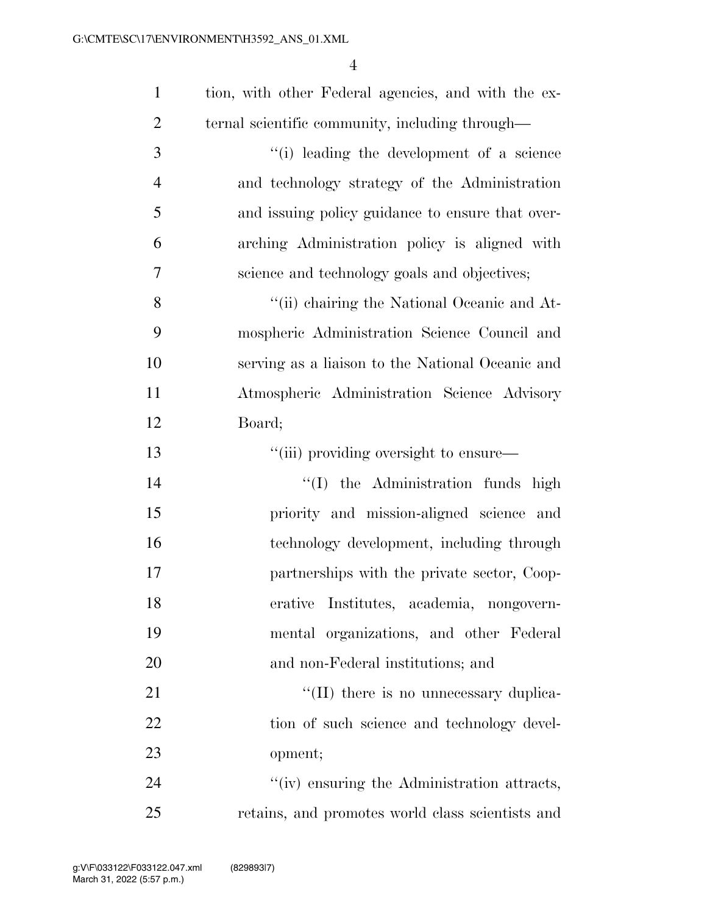tion, with other Federal agencies, and with the external scientific community, including through—

''(i) leading the development of a science and technology strategy of the Administration and issuing policy guidance to ensure that overarching Administration policy is aligned with science and technology goals and objectives;

''(ii) chairing the National Oceanic and Atmospheric Administration Science Council and serving as a liaison to the National Oceanic and Atmospheric Administration Science Advisory Board;

''(iii) providing oversight to ensure—

''(I) the Administration funds high priority and mission-aligned science and technology development, including through partnerships with the private sector, Cooperative Institutes, academia, nongovernmental organizations, and other Federal and non-Federal institutions; and

''(II) there is no unnecessary duplication of such science and technology development;

''(iv) ensuring the Administration attracts, retains, and promotes world class scientists and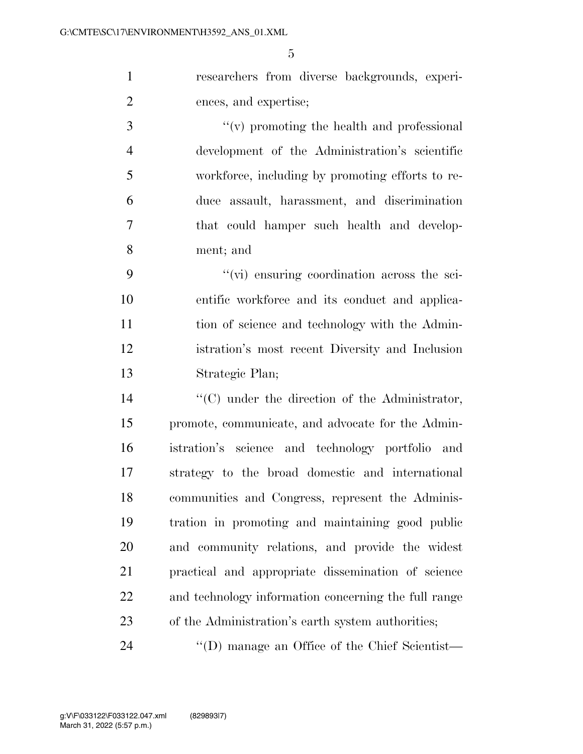researchers from diverse backgrounds, experiences, and expertise;

"(v) promoting the health and professional development of the Administration's scientific workforce, including by promoting efforts to reduce assault, harassment, and discrimination that could hamper such health and development; and

"(vi) ensuring coordination across the scientific workforce and its conduct and application of science and technology with the Administration's most recent Diversity and Inclusion Strategic Plan;

"(C) under the direction of the Administrator, promote, communicate, and advocate for the Administration's science and technology portfolio and strategy to the broad domestic and international communities and Congress, represent the Administration in promoting and maintaining good public and community relations, and provide the widest practical and appropriate dissemination of science and technology information concerning the full range of the Administration's earth system authorities;

"(D) manage an Office of the Chief Scientist—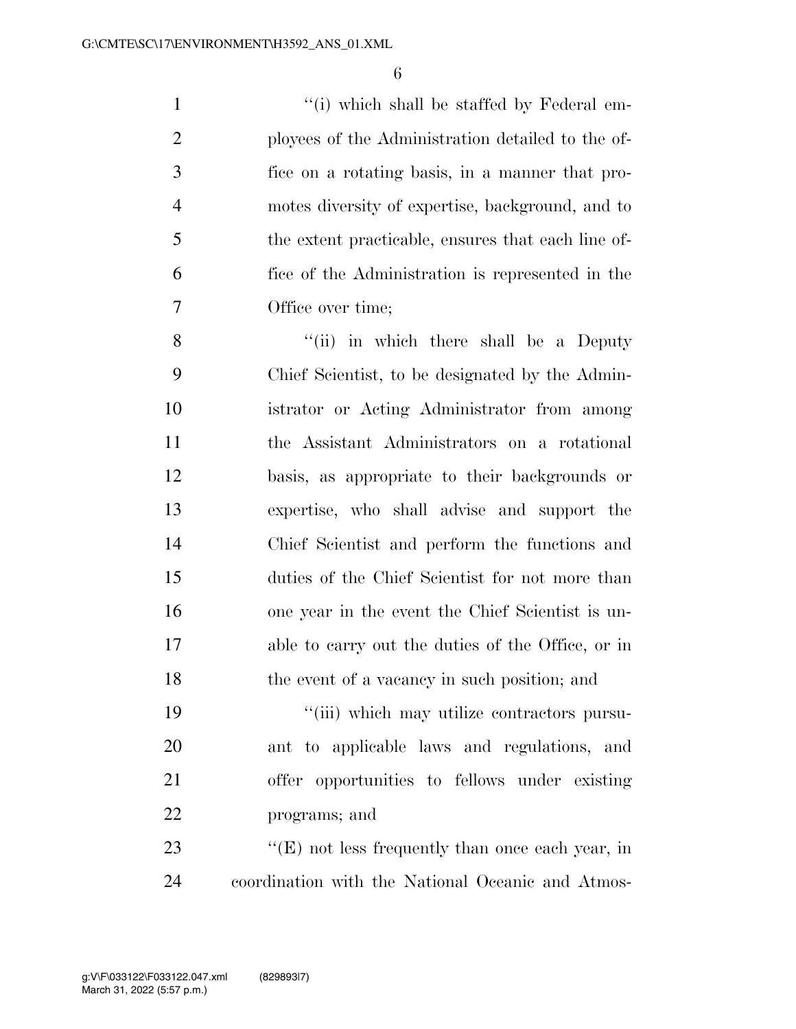''(i) which shall be staffed by Federal employees of the Administration detailed to the office on a rotating basis, in a manner that promotes diversity of expertise, background, and to the extent practicable, ensures that each line office of the Administration is represented in the Office over time;

''(ii) in which there shall be a Deputy Chief Scientist, to be designated by the Administrator or Acting Administrator from among the Assistant Administrators on a rotational basis, as appropriate to their backgrounds or expertise, who shall advise and support the Chief Scientist and perform the functions and duties of the Chief Scientist for not more than one year in the event the Chief Scientist is unable to carry out the duties of the Office, or in the event of a vacancy in such position; and

''(iii) which may utilize contractors pursuant to applicable laws and regulations, and offer opportunities to fellows under existing programs; and

''(E) not less frequently than once each year, in coordination with the National Oceanic and Atmos-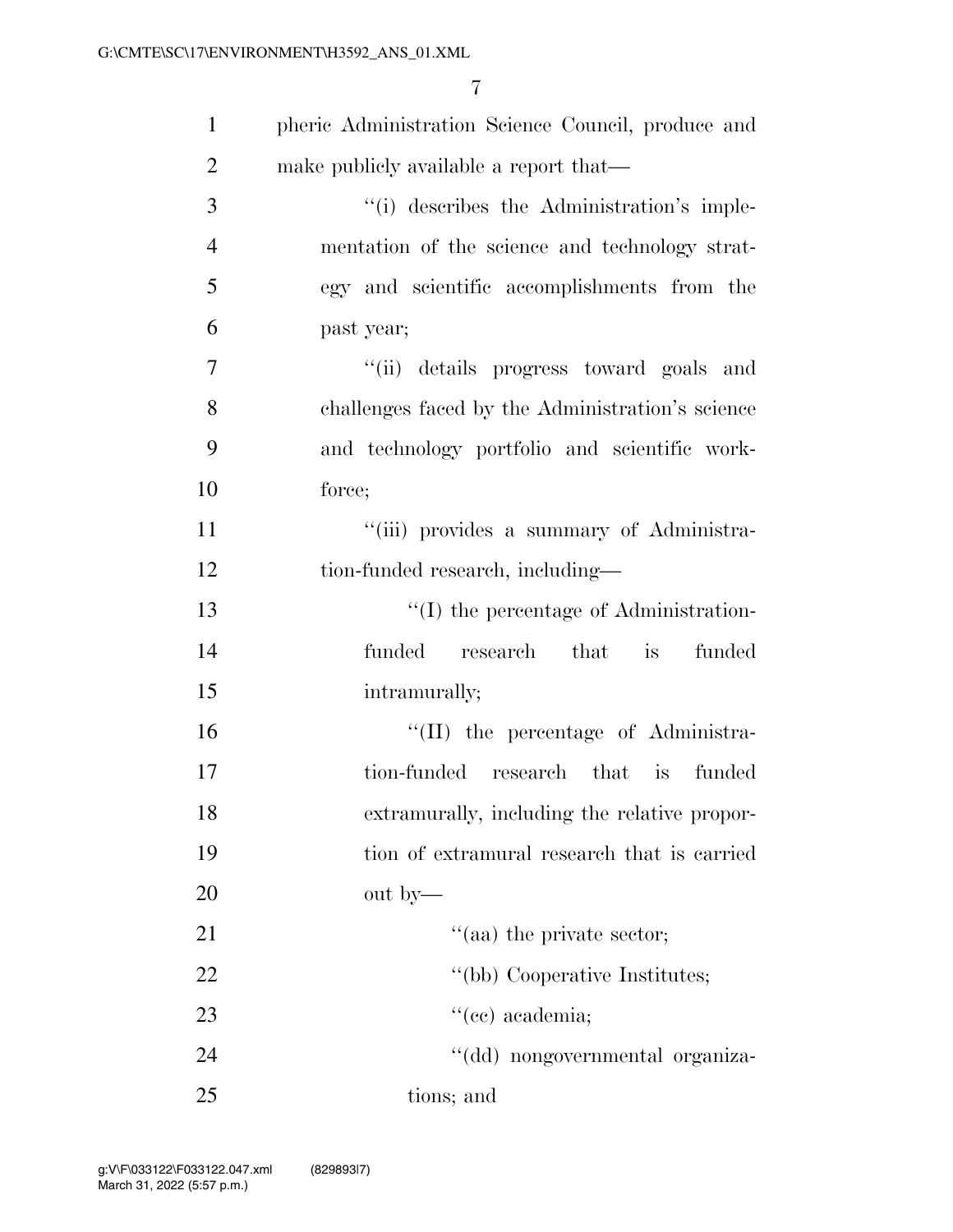pheric Administration Science Council, produce and make publicly available a report that—

''(i) describes the Administration's implementation of the science and technology strategy and scientific accomplishments from the past year;

''(ii) details progress toward goals and challenges faced by the Administration's science and technology portfolio and scientific workforce;

''(iii) provides a summary of Administration-funded research, including—

''(I) the percentage of Administration-funded research that is funded intramurally;

''(II) the percentage of Administration-funded research that is funded extramurally, including the relative proportion of extramural research that is carried out by—

''(aa) the private sector;

''(bb) Cooperative Institutes;

''(cc) academia;

''(dd) nongovernmental organizations; and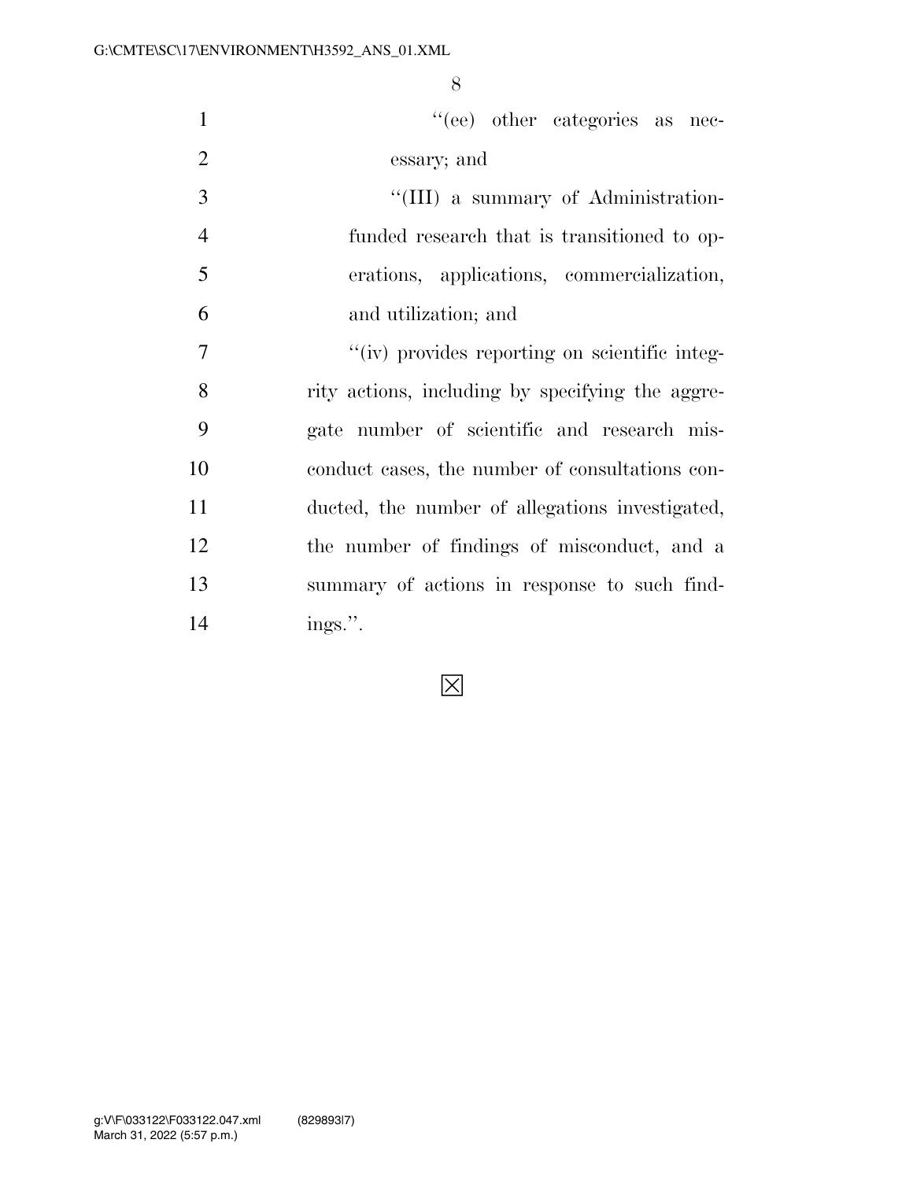''(ee) other categories as necessary; and

''(III) a summary of Administration-funded research that is transitioned to operations, applications, commercialization, and utilization; and

''(iv) provides reporting on scientific integrity actions, including by specifying the aggregate number of scientific and research misconduct cases, the number of consultations conducted, the number of allegations investigated, the number of findings of misconduct, and a summary of actions in response to such findings.''.

☒